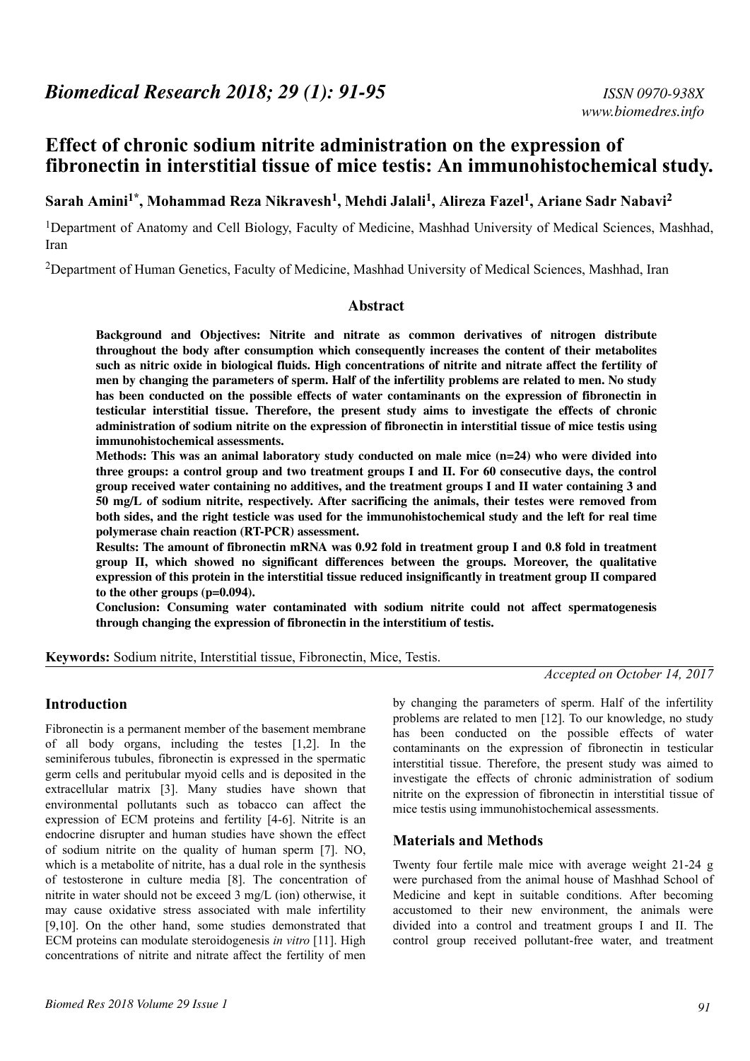# Effect of chronic sodium nitrite administration on the expression of fibronectin in interstitial tissue of mice testis: An immunohistochemical study.

**Sarah Amini[1*], Mohammad Reza Nikravesh[1], Mehdi Jalali[1], Alireza Fazel[1], Ariane Sadr Nabavi[2]**

[1]Department of Anatomy and Cell Biology, Faculty of Medicine, Mashhad University of Medical Sciences, Mashhad, Iran

[2]Department of Human Genetics, Faculty of Medicine, Mashhad University of Medical Sciences, Mashhad, Iran

## Abstract

**Background and Objectives: Nitrite and nitrate as common derivatives of nitrogen distribute throughout the body after consumption which consequently increases the content of their metabolites such as nitric oxide in biological fluids. High concentrations of nitrite and nitrate affect the fertility of men by changing the parameters of sperm. Half of the infertility problems are related to men. No study has been conducted on the possible effects of water contaminants on the expression of fibronectin in testicular interstitial tissue. Therefore, the present study aims to investigate the effects of chronic administration of sodium nitrite on the expression of fibronectin in interstitial tissue of mice testis using immunohistochemical assessments.**

**Methods: This was an animal laboratory study conducted on male mice (n=24) who were divided into three groups: a control group and two treatment groups I and II. For 60 consecutive days, the control group received water containing no additives, and the treatment groups I and II water containing 3 and 50 mg/L of sodium nitrite, respectively. After sacrificing the animals, their testes were removed from both sides, and the right testicle was used for the immunohistochemical study and the left for real time polymerase chain reaction (RT-PCR) assessment.**

**Results: The amount of fibronectin mRNA was 0.92 fold in treatment group I and 0.8 fold in treatment group II, which showed no significant differences between the groups. Moreover, the qualitative expression of this protein in the interstitial tissue reduced insignificantly in treatment group II compared to the other groups (p=0.094).**

**Conclusion: Consuming water contaminated with sodium nitrite could not affect spermatogenesis through changing the expression of fibronectin in the interstitium of testis.**

**Keywords:** Sodium nitrite, Interstitial tissue, Fibronectin, Mice, Testis.

*Accepted on October 14, 2017*

## Introduction

Fibronectin is a permanent member of the basement membrane of all body organs, including the testes [1,2]. In the seminiferous tubules, fibronectin is expressed in the spermatic germ cells and peritubular myoid cells and is deposited in the extracellular matrix [3]. Many studies have shown that environmental pollutants such as tobacco can affect the expression of ECM proteins and fertility [4-6]. Nitrite is an endocrine disrupter and human studies have shown the effect of sodium nitrite on the quality of human sperm [7]. NO, which is a metabolite of nitrite, has a dual role in the synthesis of testosterone in culture media [8]. The concentration of nitrite in water should not be exceed 3 mg/L (ion) otherwise, it may cause oxidative stress associated with male infertility [9,10]. On the other hand, some studies demonstrated that ECM proteins can modulate steroidogenesis *in vitro* [11]. High concentrations of nitrite and nitrate affect the fertility of men by changing the parameters of sperm. Half of the infertility problems are related to men [12]. To our knowledge, no study has been conducted on the possible effects of water contaminants on the expression of fibronectin in testicular interstitial tissue. Therefore, the present study was aimed to investigate the effects of chronic administration of sodium nitrite on the expression of fibronectin in interstitial tissue of mice testis using immunohistochemical assessments.

## Materials and Methods

Twenty four fertile male mice with average weight 21-24 g were purchased from the animal house of Mashhad School of Medicine and kept in suitable conditions. After becoming accustomed to their new environment, the animals were divided into a control and treatment groups I and II. The control group received pollutant-free water, and treatment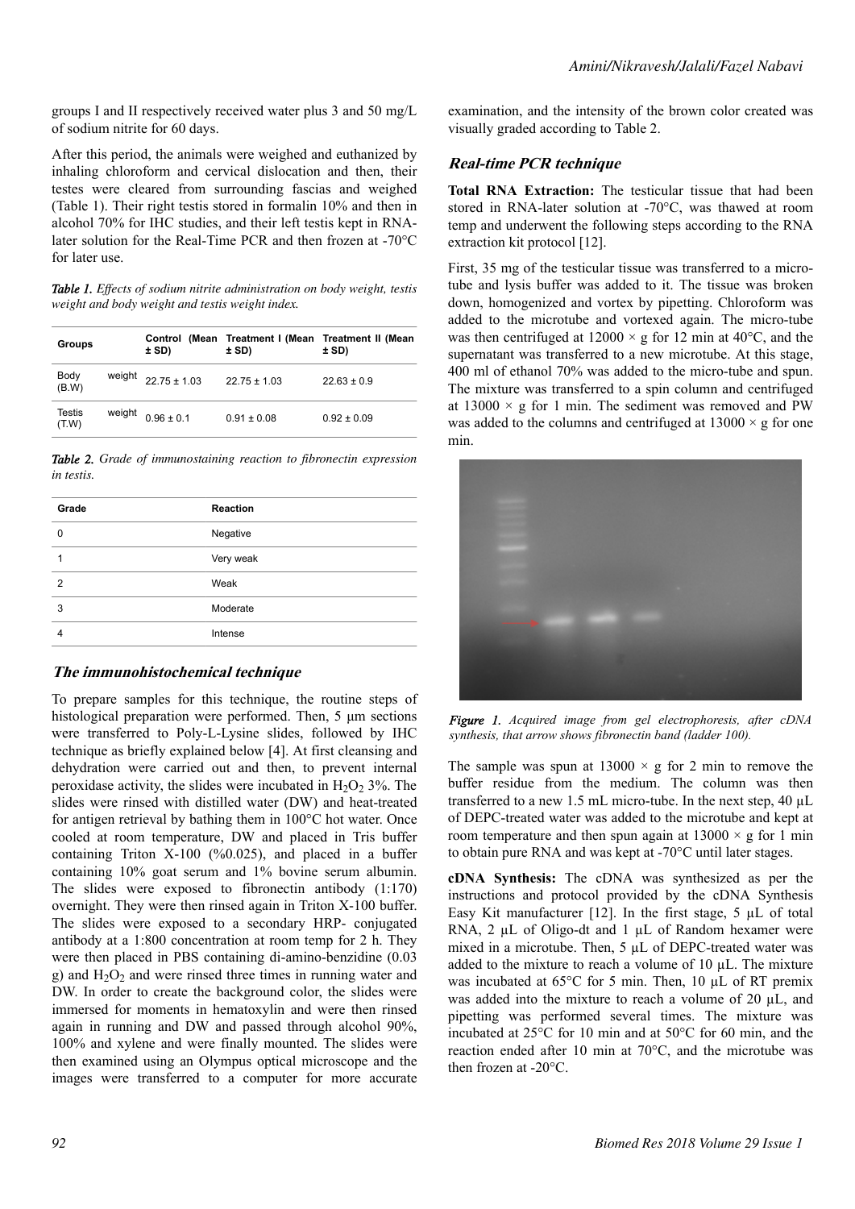groups I and II respectively received water plus 3 and 50 mg/L of sodium nitrite for 60 days.

After this period, the animals were weighed and euthanized by inhaling chloroform and cervical dislocation and then, their testes were cleared from surrounding fascias and weighed (Table 1). Their right testis stored in formalin 10% and then in alcohol 70% for IHC studies, and their left testis kept in RNA-later solution for the Real-Time PCR and then frozen at -70°C for later use.

***Table 1.*** *Effects of sodium nitrite administration on body weight, testis weight and body weight and testis weight index.*

| Groups | Control (Mean ± SD) | Treatment I (Mean ± SD) | Treatment II (Mean ± SD) |
|---|---|---|---|
| Body weight (B.W) | 22.75 ± 1.03 | 22.75 ± 1.03 | 22.63 ± 0.9 |
| Testis weight (T.W) | 0.96 ± 0.1 | 0.91 ± 0.08 | 0.92 ± 0.09 |

***Table 2.*** *Grade of immunostaining reaction to fibronectin expression in testis.*

| Grade | Reaction |
|---|---|
| 0 | Negative |
| 1 | Very weak |
| 2 | Weak |
| 3 | Moderate |
| 4 | Intense |

## The immunohistochemical technique

To prepare samples for this technique, the routine steps of histological preparation were performed. Then, 5 µm sections were transferred to Poly-L-Lysine slides, followed by IHC technique as briefly explained below [4]. At first cleansing and dehydration were carried out and then, to prevent internal peroxidase activity, the slides were incubated in $H_2O_2$ 3%. The slides were rinsed with distilled water (DW) and heat-treated for antigen retrieval by bathing them in 100°C hot water. Once cooled at room temperature, DW and placed in Tris buffer containing Triton X-100 (%0.025), and placed in a buffer containing 10% goat serum and 1% bovine serum albumin. The slides were exposed to fibronectin antibody (1:170) overnight. They were then rinsed again in Triton X-100 buffer. The slides were exposed to a secondary HRP- conjugated antibody at a 1:800 concentration at room temp for 2 h. They were then placed in PBS containing di-amino-benzidine (0.03 g) and $H_2O_2$ and were rinsed three times in running water and DW. In order to create the background color, the slides were immersed for moments in hematoxylin and were then rinsed again in running and DW and passed through alcohol 90%, 100% and xylene and were finally mounted. The slides were then examined using an Olympus optical microscope and the images were transferred to a computer for more accurate examination, and the intensity of the brown color created was visually graded according to Table 2.

## Real-time PCR technique

**Total RNA Extraction:** The testicular tissue that had been stored in RNA-later solution at -70°C, was thawed at room temp and underwent the following steps according to the RNA extraction kit protocol [12].

First, 35 mg of the testicular tissue was transferred to a micro-tube and lysis buffer was added to it. The tissue was broken down, homogenized and vortex by pipetting. Chloroform was added to the microtube and vortexed again. The micro-tube was then centrifuged at 12000 × g for 12 min at 40°C, and the supernatant was transferred to a new microtube. At this stage, 400 ml of ethanol 70% was added to the micro-tube and spun. The mixture was transferred to a spin column and centrifuged at 13000 × g for 1 min. The sediment was removed and PW was added to the columns and centrifuged at 13000 × g for one min.

***Figure 1.*** *Acquired image from gel electrophoresis, after cDNA synthesis, that arrow shows fibronectin band (ladder 100).*

The sample was spun at 13000 × g for 2 min to remove the buffer residue from the medium. The column was then transferred to a new 1.5 mL micro-tube. In the next step, 40 µL of DEPC-treated water was added to the microtube and kept at room temperature and then spun again at 13000 × g for 1 min to obtain pure RNA and was kept at -70°C until later stages.

**cDNA Synthesis:** The cDNA was synthesized as per the instructions and protocol provided by the cDNA Synthesis Easy Kit manufacturer [12]. In the first stage, 5 µL of total RNA, 2 µL of Oligo-dt and 1 µL of Random hexamer were mixed in a microtube. Then, 5 µL of DEPC-treated water was added to the mixture to reach a volume of 10 µL. The mixture was incubated at 65°C for 5 min. Then, 10 µL of RT premix was added into the mixture to reach a volume of 20 µL, and pipetting was performed several times. The mixture was incubated at 25°C for 10 min and at 50°C for 60 min, and the reaction ended after 10 min at 70°C, and the microtube was then frozen at -20°C.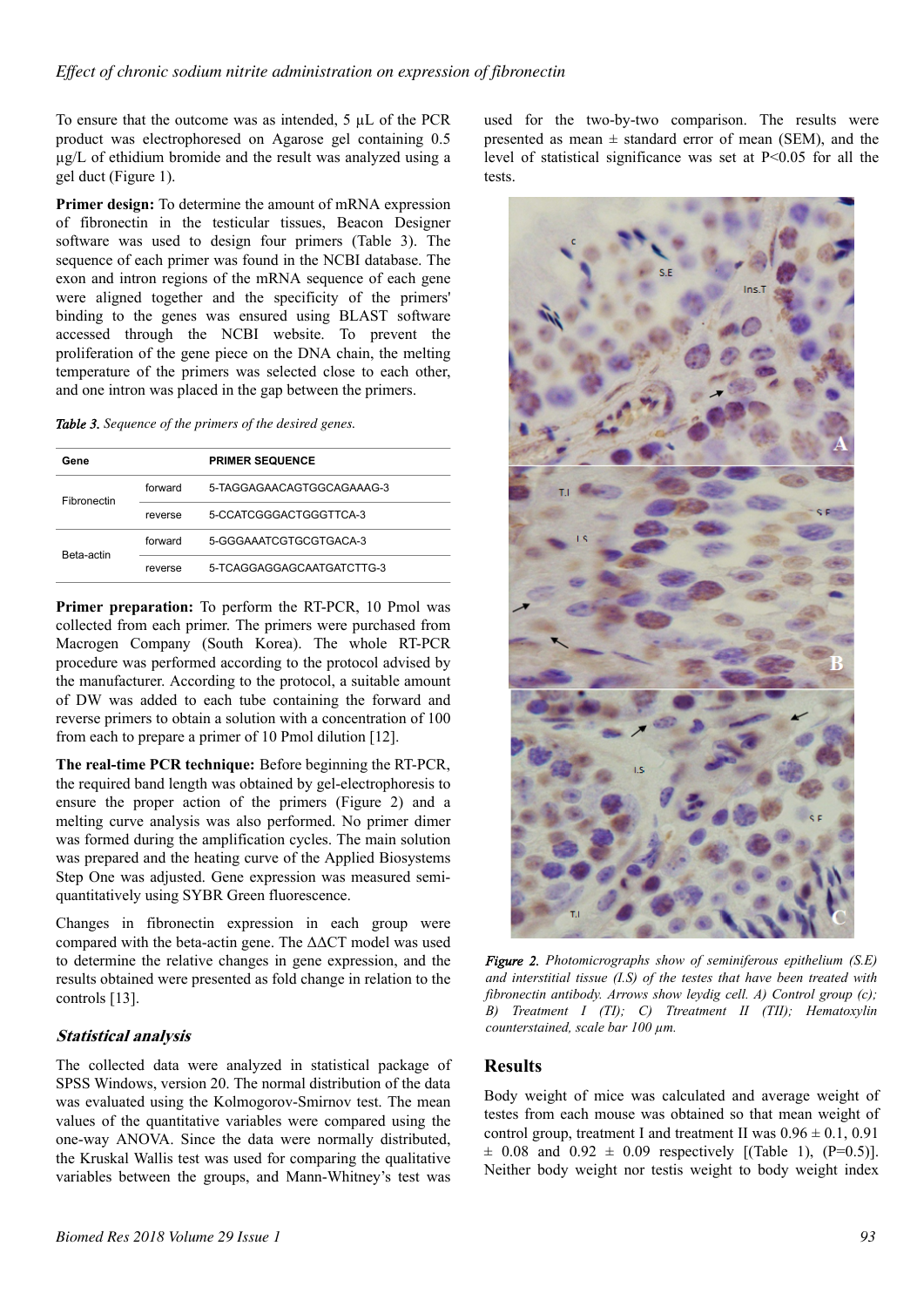To ensure that the outcome was as intended, 5 µL of the PCR product was electrophoresed on Agarose gel containing 0.5 µg/L of ethidium bromide and the result was analyzed using a gel duct (Figure 1).

**Primer design:** To determine the amount of mRNA expression of fibronectin in the testicular tissues, Beacon Designer software was used to design four primers (Table 3). The sequence of each primer was found in the NCBI database. The exon and intron regions of the mRNA sequence of each gene were aligned together and the specificity of the primers' binding to the genes was ensured using BLAST software accessed through the NCBI website. To prevent the proliferation of the gene piece on the DNA chain, the melting temperature of the primers was selected close to each other, and one intron was placed in the gap between the primers.

*Table 3. Sequence of the primers of the desired genes.*

| Gene | | PRIMER SEQUENCE |
|---|---|---|
| Fibronectin | forward | 5-TAGGAGAACAGTGGCAGAAAG-3 |
| | reverse | 5-CCATCGGGACTGGGTTCA-3 |
| Beta-actin | forward | 5-GGGAAATCGTGCGTGACA-3 |
| | reverse | 5-TCAGGAGGAGCAATGATCTTG-3 |

**Primer preparation:** To perform the RT-PCR, 10 Pmol was collected from each primer. The primers were purchased from Macrogen Company (South Korea). The whole RT-PCR procedure was performed according to the protocol advised by the manufacturer. According to the protocol, a suitable amount of DW was added to each tube containing the forward and reverse primers to obtain a solution with a concentration of 100 from each to prepare a primer of 10 Pmol dilution [12].

**The real-time PCR technique:** Before beginning the RT-PCR, the required band length was obtained by gel-electrophoresis to ensure the proper action of the primers (Figure 2) and a melting curve analysis was also performed. No primer dimer was formed during the amplification cycles. The main solution was prepared and the heating curve of the Applied Biosystems Step One was adjusted. Gene expression was measured semi-quantitatively using SYBR Green fluorescence.

Changes in fibronectin expression in each group were compared with the beta-actin gene. The ΔΔCT model was used to determine the relative changes in gene expression, and the results obtained were presented as fold change in relation to the controls [13].

### Statistical analysis

The collected data were analyzed in statistical package of SPSS Windows, version 20. The normal distribution of the data was evaluated using the Kolmogorov-Smirnov test. The mean values of the quantitative variables were compared using the one-way ANOVA. Since the data were normally distributed, the Kruskal Wallis test was used for comparing the qualitative variables between the groups, and Mann-Whitney's test was used for the two-by-two comparison. The results were presented as mean ± standard error of mean (SEM), and the level of statistical significance was set at P<0.05 for all the tests.

*Figure 2. Photomicrographs show of seminiferous epithelium (S.E) and interstitial tissue (I.S) of the testes that have been treated with fibronectin antibody. Arrows show leydig cell. A) Control group (c); B) Treatment I (TI); C) Ttreatment II (TII); Hematoxylin counterstained, scale bar 100 µm.*

## Results

Body weight of mice was calculated and average weight of testes from each mouse was obtained so that mean weight of control group, treatment I and treatment II was 0.96 ± 0.1, 0.91 ± 0.08 and 0.92 ± 0.09 respectively [(Table 1), (P=0.5)]. Neither body weight nor testis weight to body weight index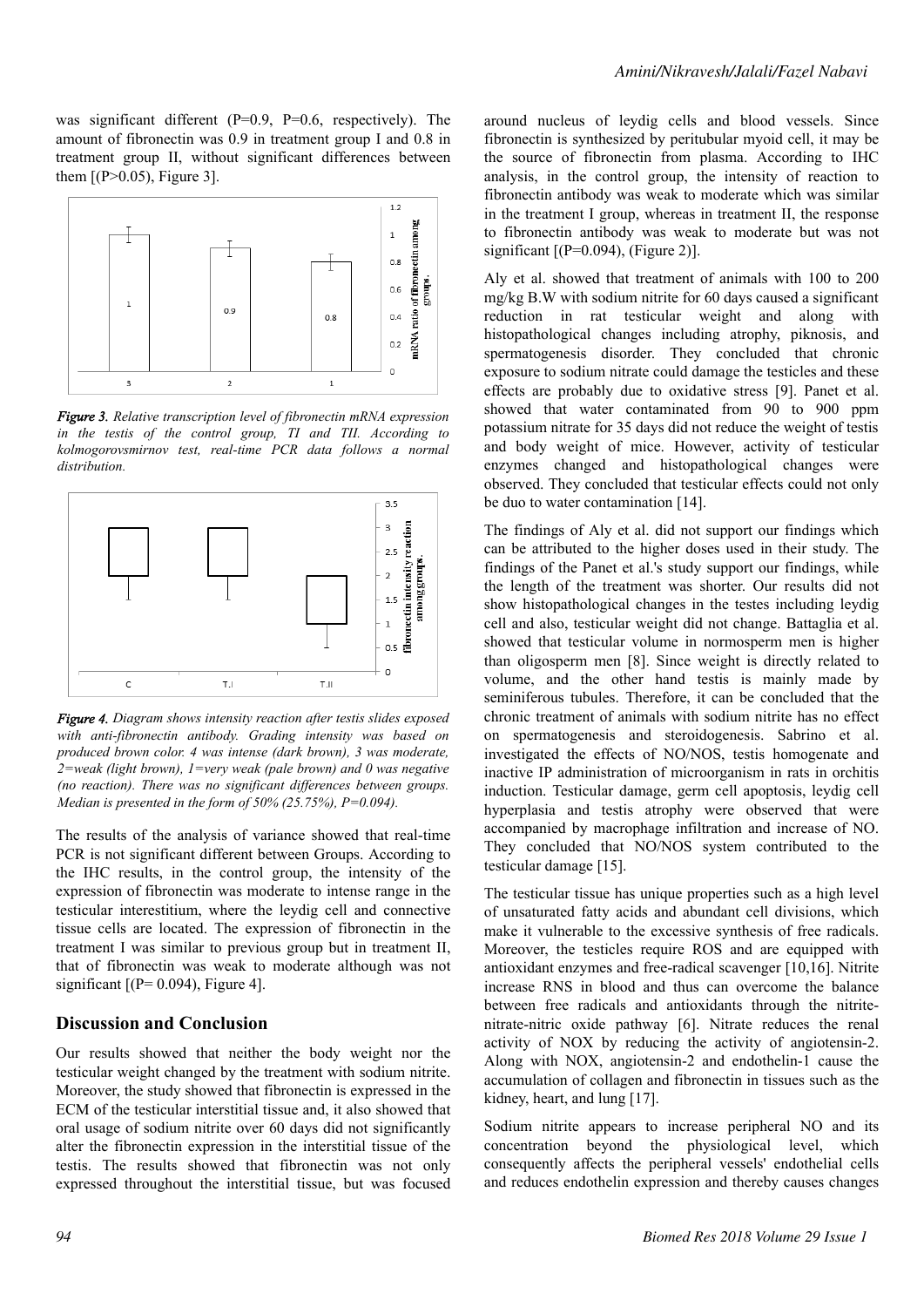was significant different (P=0.9, P=0.6, respectively). The amount of fibronectin was 0.9 in treatment group I and 0.8 in treatment group II, without significant differences between them [(P>0.05), Figure 3].

*Figure 3. Relative transcription level of fibronectin mRNA expression in the testis of the control group, TI and TII. According to kolmogorovsmirnov test, real-time PCR data follows a normal distribution.*

*Figure 4. Diagram shows intensity reaction after testis slides exposed with anti-fibronectin antibody. Grading intensity was based on produced brown color. 4 was intense (dark brown), 3 was moderate, 2=weak (light brown), 1=very weak (pale brown) and 0 was negative (no reaction). There was no significant differences between groups. Median is presented in the form of 50% (25.75%), P=0.094).*

The results of the analysis of variance showed that real-time PCR is not significant different between Groups. According to the IHC results, in the control group, the intensity of the expression of fibronectin was moderate to intense range in the testicular interestitium, where the leydig cell and connective tissue cells are located. The expression of fibronectin in the treatment I was similar to previous group but in treatment II, that of fibronectin was weak to moderate although was not significant [(P= 0.094), Figure 4].

## Discussion and Conclusion

Our results showed that neither the body weight nor the testicular weight changed by the treatment with sodium nitrite. Moreover, the study showed that fibronectin is expressed in the ECM of the testicular interstitial tissue and, it also showed that oral usage of sodium nitrite over 60 days did not significantly alter the fibronectin expression in the interstitial tissue of the testis. The results showed that fibronectin was not only expressed throughout the interstitial tissue, but was focused around nucleus of leydig cells and blood vessels. Since fibronectin is synthesized by peritubular myoid cell, it may be the source of fibronectin from plasma. According to IHC analysis, in the control group, the intensity of reaction to fibronectin antibody was weak to moderate which was similar in the treatment I group, whereas in treatment II, the response to fibronectin antibody was weak to moderate but was not significant [(P=0.094), (Figure 2)].

Aly et al. showed that treatment of animals with 100 to 200 mg/kg B.W with sodium nitrite for 60 days caused a significant reduction in rat testicular weight and along with histopathological changes including atrophy, piknosis, and spermatogenesis disorder. They concluded that chronic exposure to sodium nitrate could damage the testicles and these effects are probably due to oxidative stress [9]. Panet et al. showed that water contaminated from 90 to 900 ppm potassium nitrate for 35 days did not reduce the weight of testis and body weight of mice. However, activity of testicular enzymes changed and histopathological changes were observed. They concluded that testicular effects could not only be duo to water contamination [14].

The findings of Aly et al. did not support our findings which can be attributed to the higher doses used in their study. The findings of the Panet et al.'s study support our findings, while the length of the treatment was shorter. Our results did not show histopathological changes in the testes including leydig cell and also, testicular weight did not change. Battaglia et al. showed that testicular volume in normosperm men is higher than oligosperm men [8]. Since weight is directly related to volume, and the other hand testis is mainly made by seminiferous tubules. Therefore, it can be concluded that the chronic treatment of animals with sodium nitrite has no effect on spermatogenesis and steroidogenesis. Sabrino et al. investigated the effects of NO/NOS, testis homogenate and inactive IP administration of microorganism in rats in orchitis induction. Testicular damage, germ cell apoptosis, leydig cell hyperplasia and testis atrophy were observed that were accompanied by macrophage infiltration and increase of NO. They concluded that NO/NOS system contributed to the testicular damage [15].

The testicular tissue has unique properties such as a high level of unsaturated fatty acids and abundant cell divisions, which make it vulnerable to the excessive synthesis of free radicals. Moreover, the testicles require ROS and are equipped with antioxidant enzymes and free-radical scavenger [10,16]. Nitrite increase RNS in blood and thus can overcome the balance between free radicals and antioxidants through the nitrite-nitrate-nitric oxide pathway [6]. Nitrate reduces the renal activity of NOX by reducing the activity of angiotensin-2. Along with NOX, angiotensin-2 and endothelin-1 cause the accumulation of collagen and fibronectin in tissues such as the kidney, heart, and lung [17].

Sodium nitrite appears to increase peripheral NO and its concentration beyond the physiological level, which consequently affects the peripheral vessels' endothelial cells and reduces endothelin expression and thereby causes changes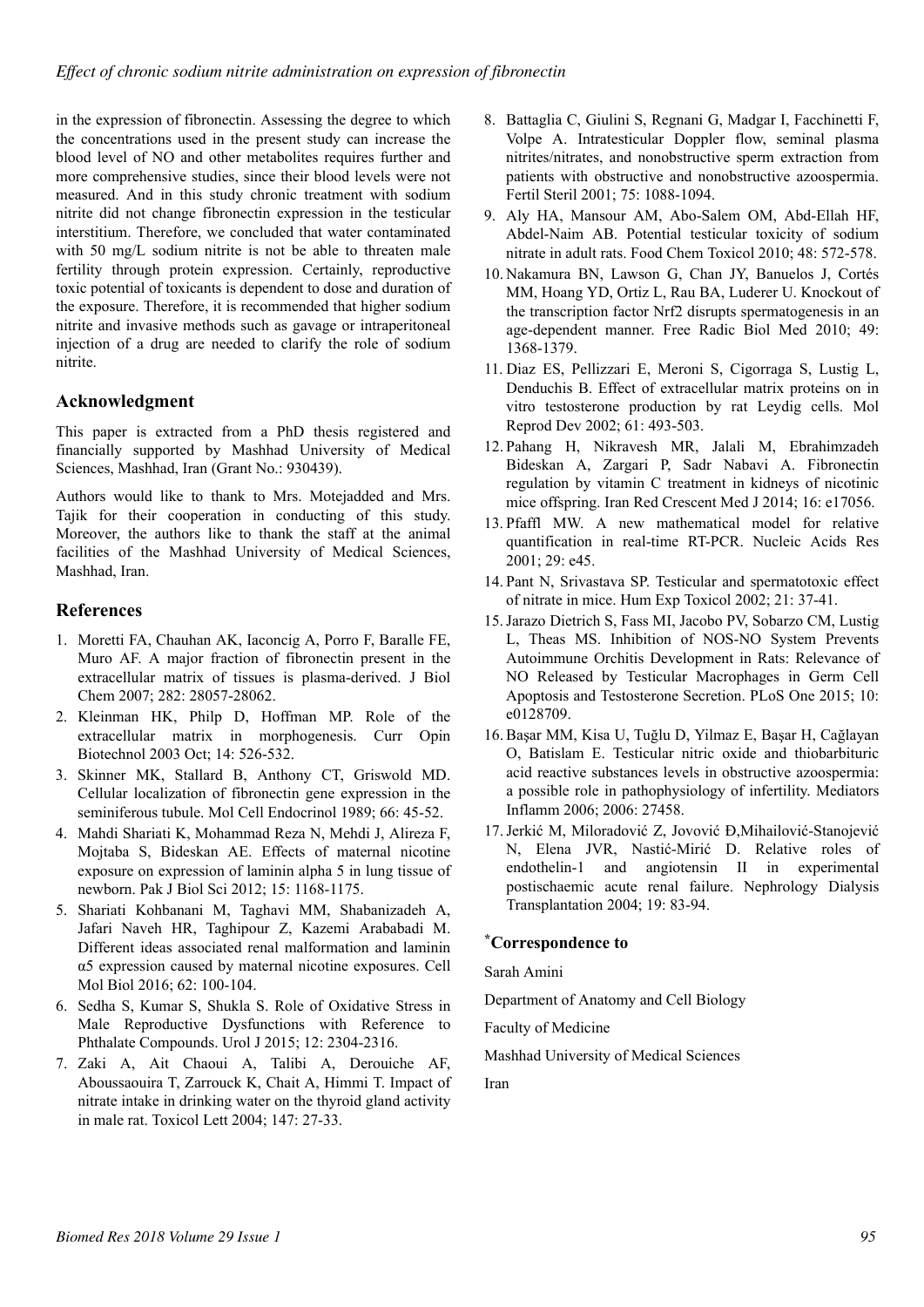in the expression of fibronectin. Assessing the degree to which the concentrations used in the present study can increase the blood level of NO and other metabolites requires further and more comprehensive studies, since their blood levels were not measured. And in this study chronic treatment with sodium nitrite did not change fibronectin expression in the testicular interstitium. Therefore, we concluded that water contaminated with 50 mg/L sodium nitrite is not be able to threaten male fertility through protein expression. Certainly, reproductive toxic potential of toxicants is dependent to dose and duration of the exposure. Therefore, it is recommended that higher sodium nitrite and invasive methods such as gavage or intraperitoneal injection of a drug are needed to clarify the role of sodium nitrite.

## Acknowledgment

This paper is extracted from a PhD thesis registered and financially supported by Mashhad University of Medical Sciences, Mashhad, Iran (Grant No.: 930439).

Authors would like to thank to Mrs. Motejadded and Mrs. Tajik for their cooperation in conducting of this study. Moreover, the authors like to thank the staff at the animal facilities of the Mashhad University of Medical Sciences, Mashhad, Iran.

## References

1. Moretti FA, Chauhan AK, Iaconcig A, Porro F, Baralle FE, Muro AF. A major fraction of fibronectin present in the extracellular matrix of tissues is plasma-derived. J Biol Chem 2007; 282: 28057-28062.
2. Kleinman HK, Philp D, Hoffman MP. Role of the extracellular matrix in morphogenesis. Curr Opin Biotechnol 2003 Oct; 14: 526-532.
3. Skinner MK, Stallard B, Anthony CT, Griswold MD. Cellular localization of fibronectin gene expression in the seminiferous tubule. Mol Cell Endocrinol 1989; 66: 45-52.
4. Mahdi Shariati K, Mohammad Reza N, Mehdi J, Alireza F, Mojtaba S, Bideskan AE. Effects of maternal nicotine exposure on expression of laminin alpha 5 in lung tissue of newborn. Pak J Biol Sci 2012; 15: 1168-1175.
5. Shariati Kohbanani M, Taghavi MM, Shabanizadeh A, Jafari Naveh HR, Taghipour Z, Kazemi Arababadi M. Different ideas associated renal malformation and laminin α5 expression caused by maternal nicotine exposures. Cell Mol Biol 2016; 62: 100-104.
6. Sedha S, Kumar S, Shukla S. Role of Oxidative Stress in Male Reproductive Dysfunctions with Reference to Phthalate Compounds. Urol J 2015; 12: 2304-2316.
7. Zaki A, Ait Chaoui A, Talibi A, Derouiche AF, Aboussaouira T, Zarrouck K, Chait A, Himmi T. Impact of nitrate intake in drinking water on the thyroid gland activity in male rat. Toxicol Lett 2004; 147: 27-33.
8. Battaglia C, Giulini S, Regnani G, Madgar I, Facchinetti F, Volpe A. Intratesticular Doppler flow, seminal plasma nitrites/nitrates, and nonobstructive sperm extraction from patients with obstructive and nonobstructive azoospermia. Fertil Steril 2001; 75: 1088-1094.
9. Aly HA, Mansour AM, Abo-Salem OM, Abd-Ellah HF, Abdel-Naim AB. Potential testicular toxicity of sodium nitrate in adult rats. Food Chem Toxicol 2010; 48: 572-578.
10. Nakamura BN, Lawson G, Chan JY, Banuelos J, Cortés MM, Hoang YD, Ortiz L, Rau BA, Luderer U. Knockout of the transcription factor Nrf2 disrupts spermatogenesis in an age-dependent manner. Free Radic Biol Med 2010; 49: 1368-1379.
11. Diaz ES, Pellizzari E, Meroni S, Cigorraga S, Lustig L, Denduchis B. Effect of extracellular matrix proteins on in vitro testosterone production by rat Leydig cells. Mol Reprod Dev 2002; 61: 493-503.
12. Pahang H, Nikravesh MR, Jalali M, Ebrahimzadeh Bideskan A, Zargari P, Sadr Nabavi A. Fibronectin regulation by vitamin C treatment in kidneys of nicotinic mice offspring. Iran Red Crescent Med J 2014; 16: e17056.
13. Pfaffl MW. A new mathematical model for relative quantification in real-time RT-PCR. Nucleic Acids Res 2001; 29: e45.
14. Pant N, Srivastava SP. Testicular and spermatotoxic effect of nitrate in mice. Hum Exp Toxicol 2002; 21: 37-41.
15. Jarazo Dietrich S, Fass MI, Jacobo PV, Sobarzo CM, Lustig L, Theas MS. Inhibition of NOS-NO System Prevents Autoimmune Orchitis Development in Rats: Relevance of NO Released by Testicular Macrophages in Germ Cell Apoptosis and Testosterone Secretion. PLoS One 2015; 10: e0128709.
16. Başar MM, Kisa U, Tuğlu D, Yilmaz E, Başar H, Cağlayan O, Batislam E. Testicular nitric oxide and thiobarbituric acid reactive substances levels in obstructive azoospermia: a possible role in pathophysiology of infertility. Mediators Inflamm 2006; 2006: 27458.
17. Jerkić M, Miloradović Z, Jovović Đ,Mihailović-Stanojević N, Elena JVR, Nastić-Mirić D. Relative roles of endothelin-1 and angiotensin II in experimental postischaemic acute renal failure. Nephrology Dialysis Transplantation 2004; 19: 83-94.

### *Correspondence to

Sarah Amini

Department of Anatomy and Cell Biology

Faculty of Medicine

Mashhad University of Medical Sciences

Iran